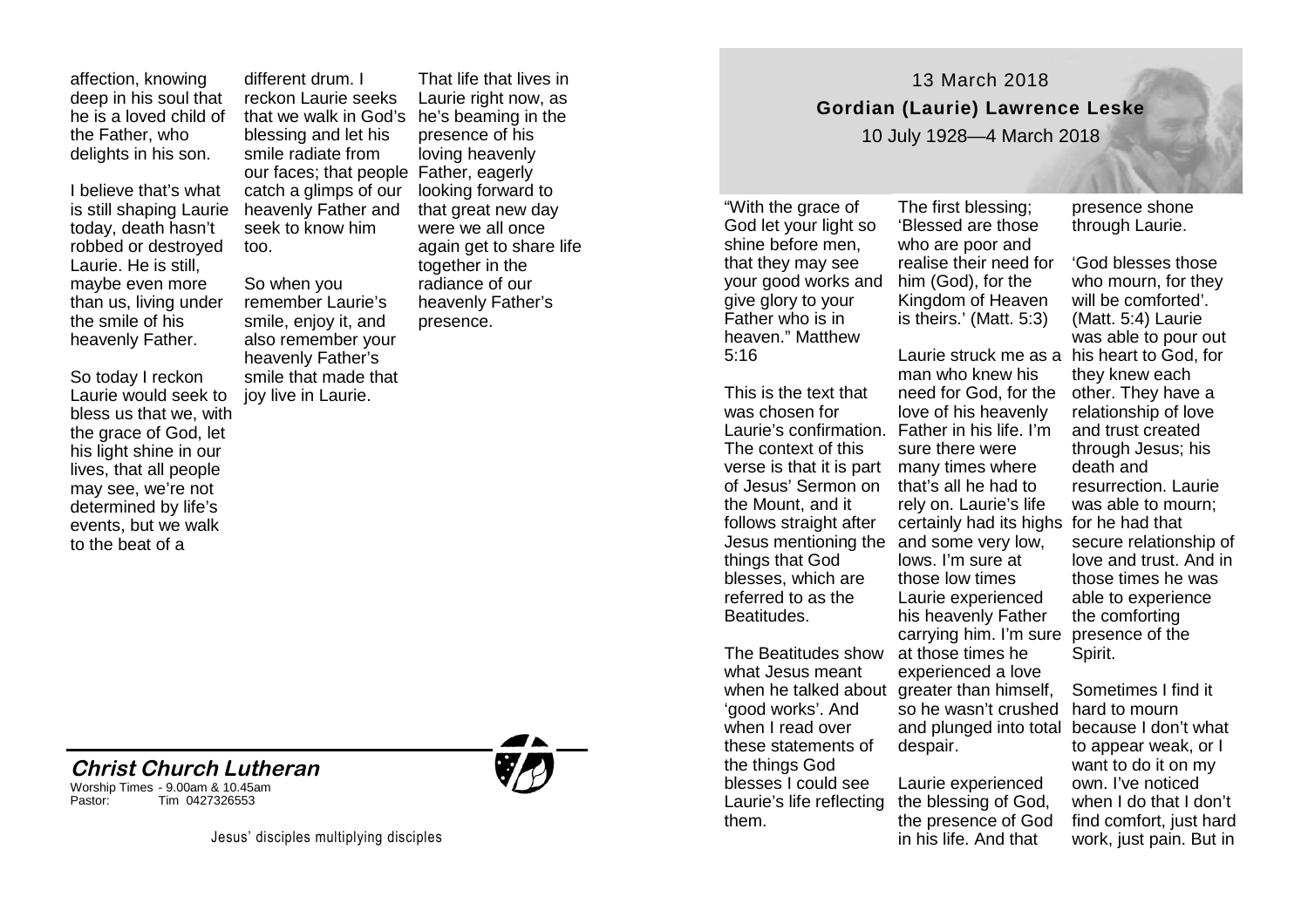13 March 2018

**Gordian (Laurie) Lawrence Leske**

10 July 1928—4 March 2018

"With the grace of God let your light so shine before men, that they may see your good works and give glory to your Father who is in heaven." Matthew 5:16

This is the text that was chosen for Laurie's confirmation. The context of this verse is that it is part of Jesus' Sermon on the Mount, and it follows straight after Jesus mentioning the things that God blesses, which are referred to as the Beatitudes.

The Beatitudes show what Jesus meant when he talked about 'good works'. And when I read over these statements of the things God blesses I could see Laurie's life reflecting them.

The first blessing; 'Blessed are those who are poor and realise their need for him (God), for the Kingdom of Heaven is theirs.' (Matt. 5:3)

Laurie struck me as a man who knew his need for God, for the love of his heavenly Father in his life. I'm sure there were many times where that's all he had to rely on. Laurie's life certainly had its highs and some very low, lows. I'm sure at those low times Laurie experienced his heavenly Father carrying him. I'm sure at those times he experienced a love greater than himself, so he wasn't crushed and plunged into total despair.

Laurie experienced the blessing of God, the presence of God in his life. And that presence shone through Laurie.

'God blesses those who mourn, for they will be comforted'. (Matt. 5:4) Laurie was able to pour out his heart to God, for they knew each other. They have a relationship of love and trust created through Jesus; his death and resurrection. Laurie was able to mourn; for he had that secure relationship of love and trust. And in those times he was able to experience the comforting presence of the Spirit.

Sometimes I find it hard to mourn because I don't what to appear weak, or I want to do it on my own. I've noticed when I do that I don't find comfort, just hard work, just pain. But in

affection, knowing deep in his soul that he is a loved child of the Father, who delights in his son.

I believe that's what is still shaping Laurie today, death hasn't robbed or destroyed Laurie. He is still, maybe even more than us, living under the smile of his heavenly Father.

So today I reckon Laurie would seek to bless us that we, with the grace of God, let his light shine in our lives, that all people may see, we're not determined by life's events, but we walk to the beat of a different drum. I reckon Laurie seeks that we walk in God's blessing and let his smile radiate from our faces; that people catch a glimps of our heavenly Father and seek to know him too.

So when you remember Laurie's smile, enjoy it, and also remember your heavenly Father's smile that made that joy live in Laurie.

That life that lives in Laurie right now, as he's beaming in the presence of his loving heavenly Father, eagerly looking forward to that great new day were we all once again get to share life together in the radiance of our heavenly Father's presence.

**_Christ Church Lutheran_**

Worship Times - 9.00am & 10.45am
Pastor: Tim 0427326553

Jesus' disciples multiplying disciples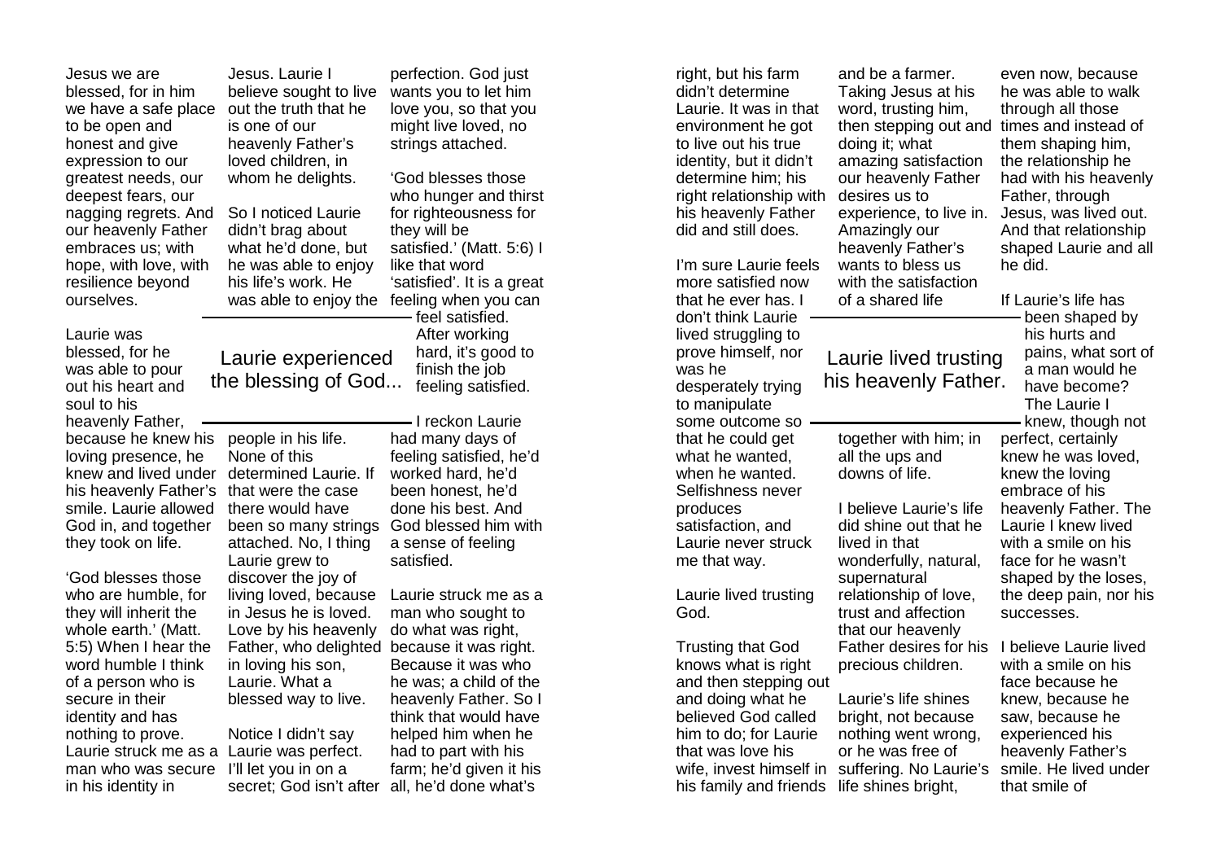Jesus we are blessed, for in him we have a safe place to be open and honest and give expression to our greatest needs, our deepest fears, our nagging regrets. And our heavenly Father embraces us; with hope, with love, with resilience beyond ourselves.

Laurie was blessed, for he was able to pour out his heart and soul to his heavenly Father, because he knew his loving presence, he knew and lived under his heavenly Father's smile. Laurie allowed God in, and together they took on life.

'God blesses those who are humble, for they will inherit the whole earth.' (Matt. 5:5) When I hear the word humble I think of a person who is secure in their identity and has nothing to prove. Laurie struck me as a man who was secure in his identity in Jesus. Laurie I believe sought to live out the truth that he is one of our heavenly Father's loved children, in whom he delights.

So I noticed Laurie didn't brag about what he'd done, but he was able to enjoy his life's work. He was able to enjoy the people in his life. None of this determined Laurie. If that were the case there would have been so many strings attached. No, I thing Laurie grew to discover the joy of living loved, because in Jesus he is loved. Love by his heavenly Father, who delighted in loving his son, Laurie. What a blessed way to live.

> Laurie experienced the blessing of God...

Notice I didn't say Laurie was perfect. I'll let you in on a secret; God isn't after perfection. God just wants you to let him love you, so that you might live loved, no strings attached.

'God blesses those who hunger and thirst for righteousness for they will be satisfied.' (Matt. 5:6) I like that word 'satisfied'. It is a great feeling when you can feel satisfied. After working hard, it's good to finish the job feeling satisfied.

I reckon Laurie had many days of feeling satisfied, he'd worked hard, he'd been honest, he'd done his best. And God blessed him with a sense of feeling satisfied.

Laurie struck me as a man who sought to do what was right, because it was right. Because it was who he was; a child of the heavenly Father. So I think that would have helped him when he had to part with his farm; he'd given it his all, he'd done what's right, but his farm didn't determine Laurie. It was in that environment he got to live out his true identity, but it didn't determine him; his right relationship with his heavenly Father did and still does.

I'm sure Laurie feels more satisfied now that he ever has. I don't think Laurie lived struggling to prove himself, nor was he desperately trying to manipulate some outcome so that he could get what he wanted, when he wanted. Selfishness never produces satisfaction, and Laurie never struck me that way.

Laurie lived trusting God.

Trusting that God knows what is right and then stepping out and doing what he believed God called him to do; for Laurie that was love his wife, invest himself in his family and friends and be a farmer. Taking Jesus at his word, trusting him, then stepping out and doing it; what amazing satisfaction our heavenly Father desires us to experience, to live in. Amazingly our heavenly Father's wants to bless us with the satisfaction of a shared life together with him; in all the ups and downs of life.

> Laurie lived trusting his heavenly Father.

I believe Laurie's life did shine out that he lived in that wonderfully, natural, supernatural relationship of love, trust and affection that our heavenly Father desires for his precious children.

Laurie's life shines bright, not because nothing went wrong, or he was free of suffering. No Laurie's life shines bright, even now, because he was able to walk through all those times and instead of them shaping him, the relationship he had with his heavenly Father, through Jesus, was lived out. And that relationship shaped Laurie and all he did.

If Laurie's life has been shaped by his hurts and pains, what sort of a man would he have become? The Laurie I knew, though not perfect, certainly knew he was loved, knew the loving embrace of his heavenly Father. The Laurie I knew lived with a smile on his face for he wasn't shaped by the loses, the deep pain, nor his successes.

I believe Laurie lived with a smile on his face because he knew, because he saw, because he experienced his heavenly Father's smile. He lived under that smile of